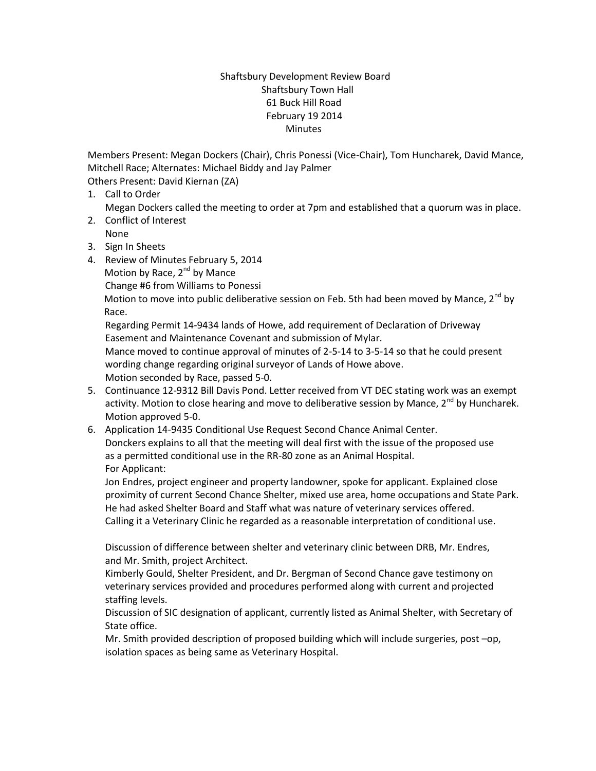Shaftsbury Development Review Board
Shaftsbury Town Hall
61 Buck Hill Road
February 19 2014
Minutes

Members Present: Megan Dockers (Chair), Chris Ponessi (Vice-Chair), Tom Huncharek, David Mance, Mitchell Race; Alternates: Michael Biddy and Jay Palmer

Others Present: David Kiernan (ZA)

1. Call to Order
   Megan Dockers called the meeting to order at 7pm and established that a quorum was in place.
2. Conflict of Interest
   None
3. Sign In Sheets
4. Review of Minutes February 5, 2014
   Motion by Race, 2nd by Mance
   Change #6 from Williams to Ponessi
   Motion to move into public deliberative session on Feb. 5th had been moved by Mance, 2nd by Race.
   Regarding Permit 14-9434 lands of Howe, add requirement of Declaration of Driveway Easement and Maintenance Covenant and submission of Mylar.
   Mance moved to continue approval of minutes of 2-5-14 to 3-5-14 so that he could present wording change regarding original surveyor of Lands of Howe above.
   Motion seconded by Race, passed 5-0.
5. Continuance 12-9312 Bill Davis Pond. Letter received from VT DEC stating work was an exempt activity. Motion to close hearing and move to deliberative session by Mance, 2nd by Huncharek. Motion approved 5-0.
6. Application 14-9435 Conditional Use Request Second Chance Animal Center.
   Donckers explains to all that the meeting will deal first with the issue of the proposed use as a permitted conditional use in the RR-80 zone as an Animal Hospital.
   For Applicant:
   Jon Endres, project engineer and property landowner, spoke for applicant. Explained close proximity of current Second Chance Shelter, mixed use area, home occupations and State Park. He had asked Shelter Board and Staff what was nature of veterinary services offered. Calling it a Veterinary Clinic he regarded as a reasonable interpretation of conditional use.

   Discussion of difference between shelter and veterinary clinic between DRB, Mr. Endres, and Mr. Smith, project Architect.
   Kimberly Gould, Shelter President, and Dr. Bergman of Second Chance gave testimony on veterinary services provided and procedures performed along with current and projected staffing levels.
   Discussion of SIC designation of applicant, currently listed as Animal Shelter, with Secretary of State office.
   Mr. Smith provided description of proposed building which will include surgeries, post –op, isolation spaces as being same as Veterinary Hospital.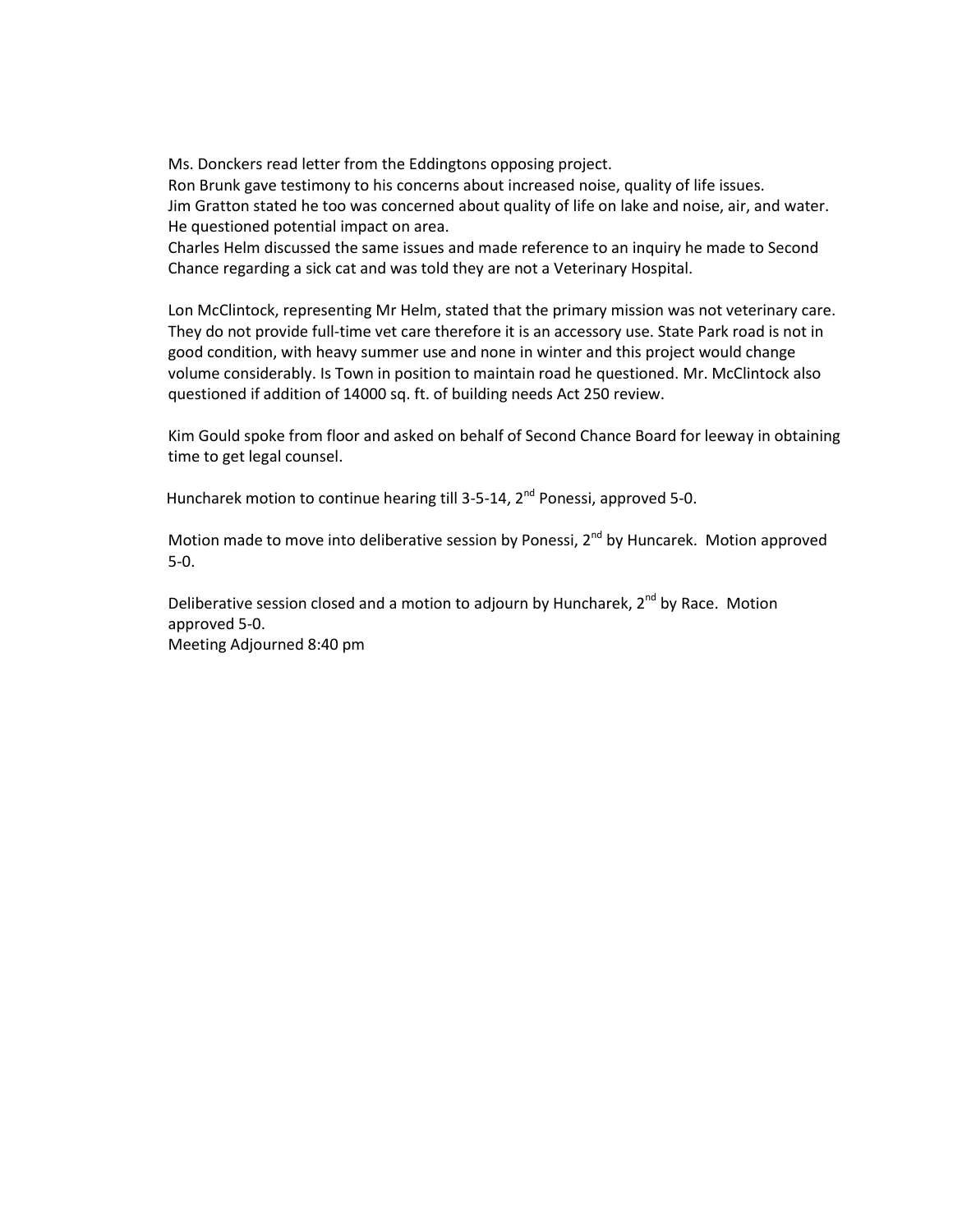Ms. Donckers read letter from the Eddingtons opposing project.
Ron Brunk gave testimony to his concerns about increased noise, quality of life issues.
Jim Gratton stated he too was concerned about quality of life on lake and noise, air, and water. He questioned potential impact on area.
Charles Helm discussed the same issues and made reference to an inquiry he made to Second Chance regarding a sick cat and was told they are not a Veterinary Hospital.

Lon McClintock, representing Mr Helm, stated that the primary mission was not veterinary care. They do not provide full-time vet care therefore it is an accessory use. State Park road is not in good condition, with heavy summer use and none in winter and this project would change volume considerably. Is Town in position to maintain road he questioned. Mr. McClintock also questioned if addition of 14000 sq. ft. of building needs Act 250 review.

Kim Gould spoke from floor and asked on behalf of Second Chance Board for leeway in obtaining time to get legal counsel.

Huncharek motion to continue hearing till 3-5-14, 2nd Ponessi, approved 5-0.

Motion made to move into deliberative session by Ponessi, 2nd by Huncarek. Motion approved 5-0.

Deliberative session closed and a motion to adjourn by Huncharek, 2nd by Race. Motion approved 5-0.
Meeting Adjourned 8:40 pm